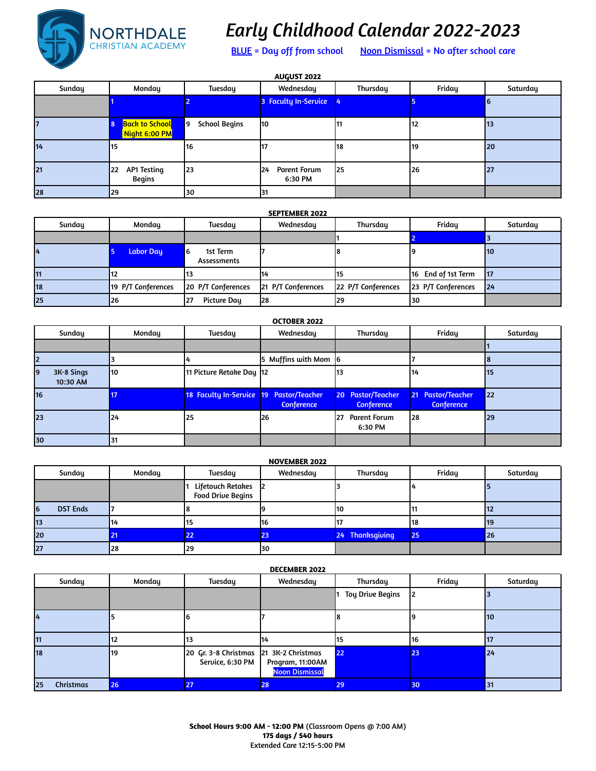NORTHDALE CHRISTIAN ACADEMY

# Early Childhood Calendar 2022-2023

BLUE = Day off from school    Noon Dismissal = No after school care

### AUGUST 2022

| Sunday | Monday | Tuesday | Wednesday | Thursday | Friday | Saturday |
|---|---|---|---|---|---|---|
| | 1 | 2 | 3 Faculty In-Service | 4 | 5 | 6 |
| 7 | 8 Back to School Night 6:00 PM | 9 School Begins | 10 | 11 | 12 | 13 |
| 14 | 15 | 16 | 17 | 18 | 19 | 20 |
| 21 | 22 AP1 Testing Begins | 23 | 24 Parent Forum 6:30 PM | 25 | 26 | 27 |
| 28 | 29 | 30 | 31 | | | |

### SEPTEMBER 2022

| Sunday | Monday | Tuesday | Wednesday | Thursday | Friday | Saturday |
|---|---|---|---|---|---|---|
| | | | | 1 | 2 | 3 |
| 4 | 5 Labor Day | 6 1st Term Assessments | 7 | 8 | 9 | 10 |
| 11 | 12 | 13 | 14 | 15 | 16 End of 1st Term | 17 |
| 18 | 19 P/T Conferences | 20 P/T Conferences | 21 P/T Conferences | 22 P/T Conferences | 23 P/T Conferences | 24 |
| 25 | 26 | 27 Picture Day | 28 | 29 | 30 | |

### OCTOBER 2022

| Sunday | Monday | Tuesday | Wednesday | Thursday | Friday | Saturday |
|---|---|---|---|---|---|---|
| | | | | | | 1 |
| 2 | 3 | 4 | 5 Muffins with Mom | 6 | 7 | 8 |
| 9 3K-8 Sings 10:30 AM | 10 | 11 Picture Retake Day | 12 | 13 | 14 | 15 |
| 16 | 17 | 18 Faculty In-Service | 19 Pastor/Teacher Conference | 20 Pastor/Teacher Conference | 21 Pastor/Teacher Conference | 22 |
| 23 | 24 | 25 | 26 | 27 Parent Forum 6:30 PM | 28 | 29 |
| 30 | 31 | | | | | |

### NOVEMBER 2022

| Sunday | Monday | Tuesday | Wednesday | Thursday | Friday | Saturday |
|---|---|---|---|---|---|---|
| | | 1 Lifetouch Retakes Food Drive Begins | 2 | 3 | 4 | 5 |
| 6 DST Ends | 7 | 8 | 9 | 10 | 11 | 12 |
| 13 | 14 | 15 | 16 | 17 | 18 | 19 |
| 20 | 21 | 22 | 23 | 24 Thanksgiving | 25 | 26 |
| 27 | 28 | 29 | 30 | | | |

### DECEMBER 2022

| Sunday | Monday | Tuesday | Wednesday | Thursday | Friday | Saturday |
|---|---|---|---|---|---|---|
| | | | | 1 Toy Drive Begins | 2 | 3 |
| 4 | 5 | 6 | 7 | 8 | 9 | 10 |
| 11 | 12 | 13 | 14 | 15 | 16 | 17 |
| 18 | 19 | 20 Gr. 3-8 Christmas Service, 6:30 PM | 21 3K-2 Christmas Program, 11:00AM Noon Dismissal | 22 | 23 | 24 |
| 25 Christmas | 26 | 27 | 28 | 29 | 30 | 31 |

**School Hours 9:00 AM - 12:00 PM** (Classroom Opens @ 7:00 AM)
**175 days / 540 hours**
Extended Care 12:15-5:00 PM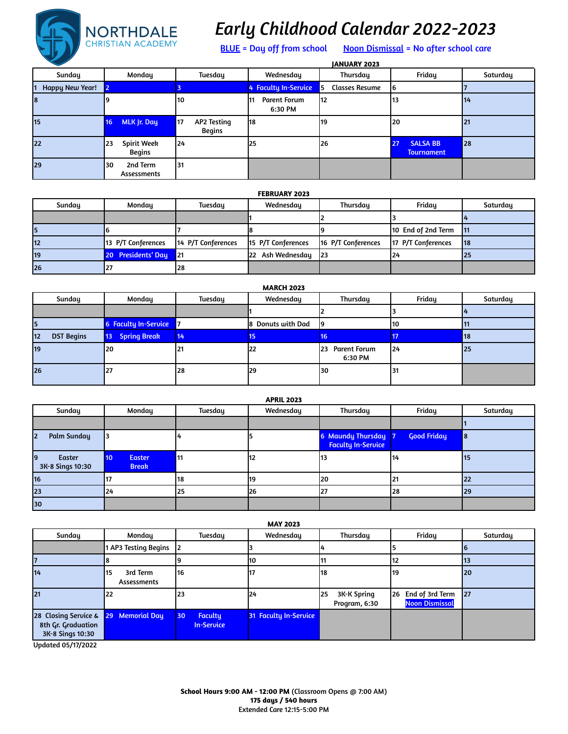NORTHDALE CHRISTIAN ACADEMY

# Early Childhood Calendar 2022-2023

BLUE = Day off from school    Noon Dismissal = No after school care

**JANUARY 2023**

| Sunday | Monday | Tuesday | Wednesday | Thursday | Friday | Saturday |
|---|---|---|---|---|---|---|
| 1 Happy New Year! | 2 | 3 | 4 Faculty In-Service | 5 Classes Resume | 6 | 7 |
| 8 | 9 | 10 | 11 Parent Forum 6:30 PM | 12 | 13 | 14 |
| 15 | 16 MLK Jr. Day | 17 AP2 Testing Begins | 18 | 19 | 20 | 21 |
| 22 | 23 Spirit Week Begins | 24 | 25 | 26 | 27 SALSA BB Tournament | 28 |
| 29 | 30 2nd Term Assessments | 31 | | | | |

**FEBRUARY 2023**

| Sunday | Monday | Tuesday | Wednesday | Thursday | Friday | Saturday |
|---|---|---|---|---|---|---|
| | | | 1 | 2 | 3 | 4 |
| 5 | 6 | 7 | 8 | 9 | 10 End of 2nd Term | 11 |
| 12 | 13 P/T Conferences | 14 P/T Conferences | 15 P/T Conferences | 16 P/T Conferences | 17 P/T Conferences | 18 |
| 19 | 20 Presidents' Day | 21 | 22 Ash Wednesday | 23 | 24 | 25 |
| 26 | 27 | 28 | | | | |

**MARCH 2023**

| Sunday | Monday | Tuesday | Wednesday | Thursday | Friday | Saturday |
|---|---|---|---|---|---|---|
| | | | 1 | 2 | 3 | 4 |
| 5 | 6 Faculty In-Service | 7 | 8 Donuts with Dad | 9 | 10 | 11 |
| 12 DST Begins | 13 Spring Break | 14 | 15 | 16 | 17 | 18 |
| 19 | 20 | 21 | 22 | 23 Parent Forum 6:30 PM | 24 | 25 |
| 26 | 27 | 28 | 29 | 30 | 31 | |

**APRIL 2023**

| Sunday | Monday | Tuesday | Wednesday | Thursday | Friday | Saturday |
|---|---|---|---|---|---|---|
| | | | | | | 1 |
| 2 Palm Sunday | 3 | 4 | 5 | 6 Maundy Thursday Faculty In-Service | 7 Good Friday | 8 |
| 9 Easter 3K-8 Sings 10:30 | 10 Easter Break | 11 | 12 | 13 | 14 | 15 |
| 16 | 17 | 18 | 19 | 20 | 21 | 22 |
| 23 | 24 | 25 | 26 | 27 | 28 | 29 |
| 30 | | | | | | |

**MAY 2023**

| Sunday | Monday | Tuesday | Wednesday | Thursday | Friday | Saturday |
|---|---|---|---|---|---|---|
| | 1 AP3 Testing Begins | 2 | 3 | 4 | 5 | 6 |
| 7 | 8 | 9 | 10 | 11 | 12 | 13 |
| 14 | 15 3rd Term Assessments | 16 | 17 | 18 | 19 | 20 |
| 21 | 22 | 23 | 24 | 25 3K-K Spring Program, 6:30 | 26 End of 3rd Term Noon Dismissal | 27 |
| 28 Closing Service & 8th Gr. Graduation 3K-8 Sings 10:30 | 29 Memorial Day | 30 Faculty In-Service | 31 Faculty In-Service | | | |

Updated 05/17/2022

**School Hours 9:00 AM - 12:00 PM** (Classroom Opens @ 7:00 AM)
**175 days / 540 hours**
Extended Care 12:15-5:00 PM